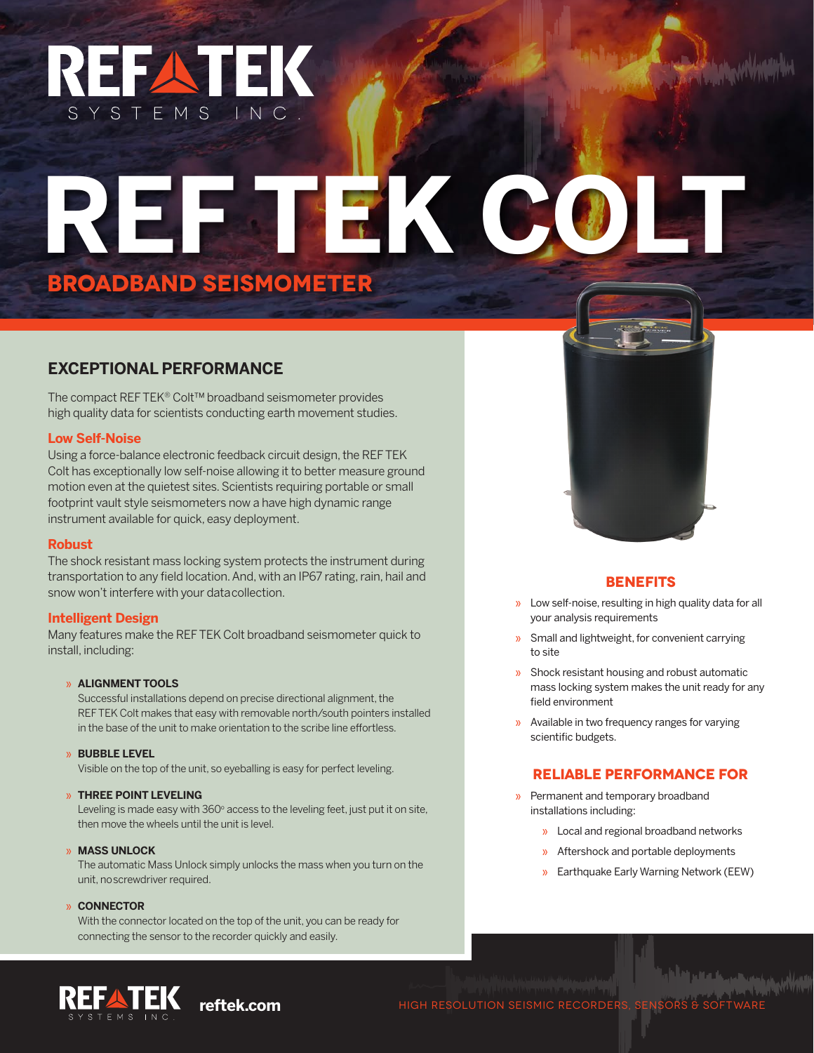# REF TEK COLT

## BROADBAND SEISMOMETER

## EXCEPTIONAL PERFORMANCE

The compact REF TEK® Colt™ broadband seismometer provides high quality data for scientists conducting earth movement studies.

### Low Self-Noise

Using a force-balance electronic feedback circuit design, the REF TEK Colt has exceptionally low self-noise allowing it to better measure ground motion even at the quietest sites. Scientists requiring portable or small footprint vault style seismometers now a have high dynamic range instrument available for quick, easy deployment.

### Robust

The shock resistant mass locking system protects the instrument during transportation to any field location. And, with an IP67 rating, rain, hail and snow won't interfere with your datacollection.

### Intelligent Design

Many features make the REF TEK Colt broadband seismometer quick to install, including:

- **ALIGNMENT TOOLS**
  Successful installations depend on precise directional alignment, the REF TEK Colt makes that easy with removable north/south pointers installed in the base of the unit to make orientation to the scribe line effortless.
- **BUBBLE LEVEL**
  Visible on the top of the unit, so eyeballing is easy for perfect leveling.
- **THREE POINT LEVELING**
  Leveling is made easy with 360° access to the leveling feet, just put it on site, then move the wheels until the unit is level.
- **MASS UNLOCK**
  The automatic Mass Unlock simply unlocks the mass when you turn on the unit, noscrewdriver required.
- **CONNECTOR**
  With the connector located on the top of the unit, you can be ready for connecting the sensor to the recorder quickly and easily.

## BENEFITS

- Low self-noise, resulting in high quality data for all your analysis requirements
- Small and lightweight, for convenient carrying to site
- Shock resistant housing and robust automatic mass locking system makes the unit ready for any field environment
- Available in two frequency ranges for varying scientific budgets.

## RELIABLE PERFORMANCE FOR

- Permanent and temporary broadband installations including:
  - Local and regional broadband networks
  - Aftershock and portable deployments
  - Earthquake Early Warning Network (EEW)

reftek.com

HIGH RESOLUTION SEISMIC RECORDERS, SENSORS & SOFTWARE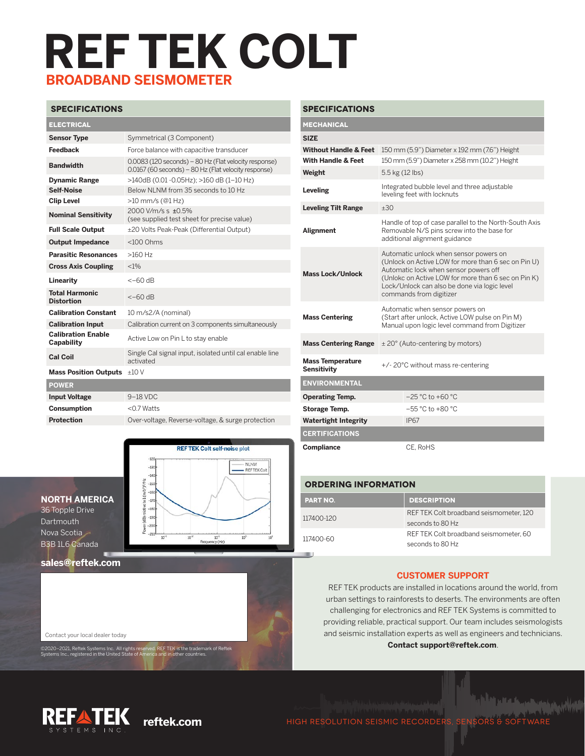# REF TEK COLT

## BROADBAND SEISMOMETER

### SPECIFICATIONS

| ELECTRICAL | |
|---|---|
| **Sensor Type** | Symmetrical (3 Component) |
| **Feedback** | Force balance with capacitive transducer |
| **Bandwidth** | 0.0083 (120 seconds) – 80 Hz (Flat velocity response)<br>0.0167 (60 seconds) – 80 Hz (Flat velocity response) |
| **Dynamic Range** | >140dB (0.01 -0.05Hz); >160 dB (1–10 Hz) |
| **Self-Noise** | Below NLNM from 35 seconds to 10 Hz |
| **Clip Level** | >10 mm/s (@1 Hz) |
| **Nominal Sensitivity** | 2000 V/m/s s ±0.5%<br>(see supplied test sheet for precise value) |
| **Full Scale Output** | ±20 Volts Peak-Peak (Differential Output) |
| **Output Impedance** | <100 Ohms |
| **Parasitic Resonances** | >160 Hz |
| **Cross Axis Coupling** | <1% |
| **Linearity** | <–60 dB |
| **Total Harmonic Distortion** | <–60 dB |
| **Calibration Constant** | 10 m/s2/A (nominal) |
| **Calibration Input** | Calibration current on 3 components simultaneously |
| **Calibration Enable Capability** | Active Low on Pin L to stay enable |
| **Cal Coil** | Single Cal signal input, isolated until cal enable line activated |
| **Mass Position Outputs** | ±10 V |
| **POWER** | |
| **Input Voltage** | 9–18 VDC |
| **Consumption** | <0.7 Watts |
| **Protection** | Over-voltage, Reverse-voltage, & surge protection |

REF TEK Colt self-noise plot

NLNM
REF TEK Colt

Power (dB) relative to 1 (m/s²)²/Hz

-120
-130
-140
-150
-160
-170
-180
-190
-200
-210

Frequency (Hz)

### SPECIFICATIONS

| MECHANICAL | |
|---|---|
| **SIZE** | |
| **Without Handle & Feet** | 150 mm (5.9") Diameter x 192 mm (7.6") Height |
| **With Handle & Feet** | 150 mm (5.9") Diameter x 258 mm (10.2") Height |
| **Weight** | 5.5 kg (12 lbs) |
| **Leveling** | Integrated bubble level and three adjustable leveling feet with locknuts |
| **Leveling Tilt Range** | ±30 |
| **Alignment** | Handle of top of case parallel to the North-South Axis Removable N/S pins screw into the base for additional alignment guidance |
| **Mass Lock/Unlock** | Automatic unlock when sensor powers on<br>(Unlock on Active LOW for more than 6 sec on Pin U)<br>Automatic lock when sensor powers off<br>(Unlokc on Active LOW for more than 6 sec on Pin K)<br>Lock/Unlock can also be done via logic level commands from digitizer |
| **Mass Centering** | Automatic when sensor powers on<br>(Start after unlock, Active LOW pulse on Pin M)<br>Manual upon logic level command from Digitizer |
| **Mass Centering Range** | ± 20° (Auto-centering by motors) |
| **Mass Temperature Sensitivity** | +/- 20°C without mass re-centering |
| **ENVIRONMENTAL** | |
| **Operating Temp.** | –25 °C to +60 °C |
| **Storage Temp.** | –55 °C to +80 °C |
| **Watertight Integrity** | IP67 |
| **CERTIFICATIONS** | |
| **Compliance** | CE, RoHS |

### ORDERING INFORMATION

| PART NO. | DESCRIPTION |
|---|---|
| 117400-120 | REF TEK Colt broadband seismometer, 120 seconds to 80 Hz |
| 117400-60 | REF TEK Colt broadband seismometer, 60 seconds to 80 Hz |

**NORTH AMERICA**
36 Topple Drive
Dartmouth
Nova Scotia
B3B 1L6 Canada

**sales@reftek.com**

Contact your local dealer today

©2020–2021, Reftek Systems Inc. All rights reserved. REF TEK is the trademark of Reftek Systems Inc., registered in the United State of America and in other countries.

### CUSTOMER SUPPORT

REF TEK products are installed in locations around the world, from urban settings to rainforests to deserts. The environments are often challenging for electronics and REF TEK Systems is committed to providing reliable, practical support. Our team includes seismologists and seismic installation experts as well as engineers and technicians. **Contact support@reftek.com**.

REF TEK SYSTEMS INC.

**reftek.com**

HIGH RESOLUTION SEISMIC RECORDERS, SENSORS & SOFTWARE